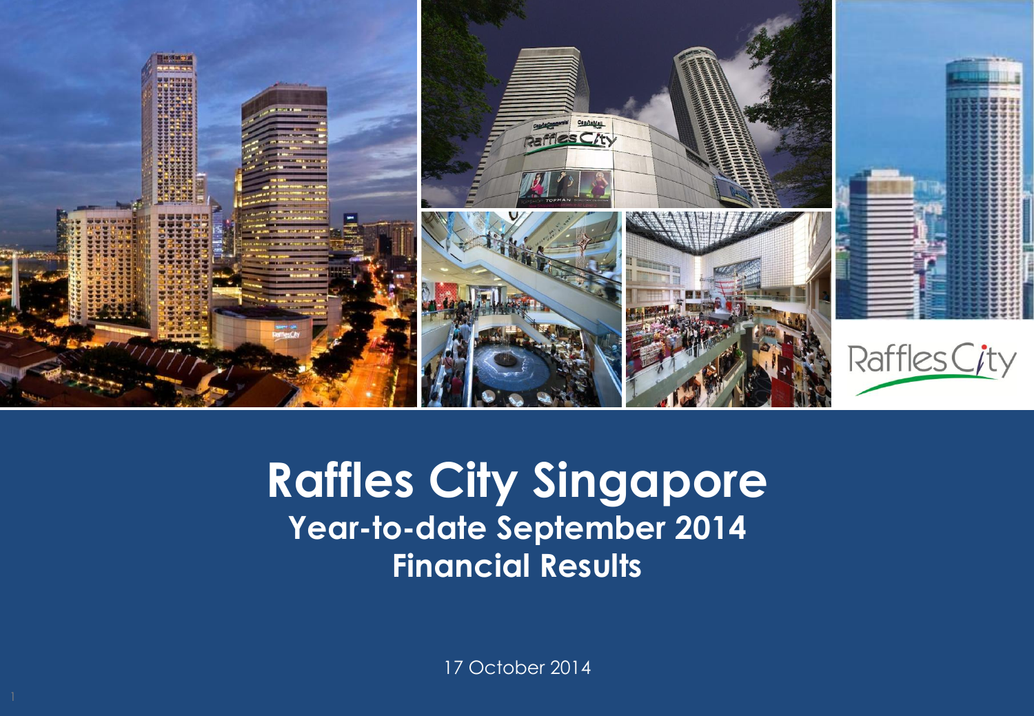# Raffles City Singapore

## Year-to-date September 2014

## Financial Results

17 October 2014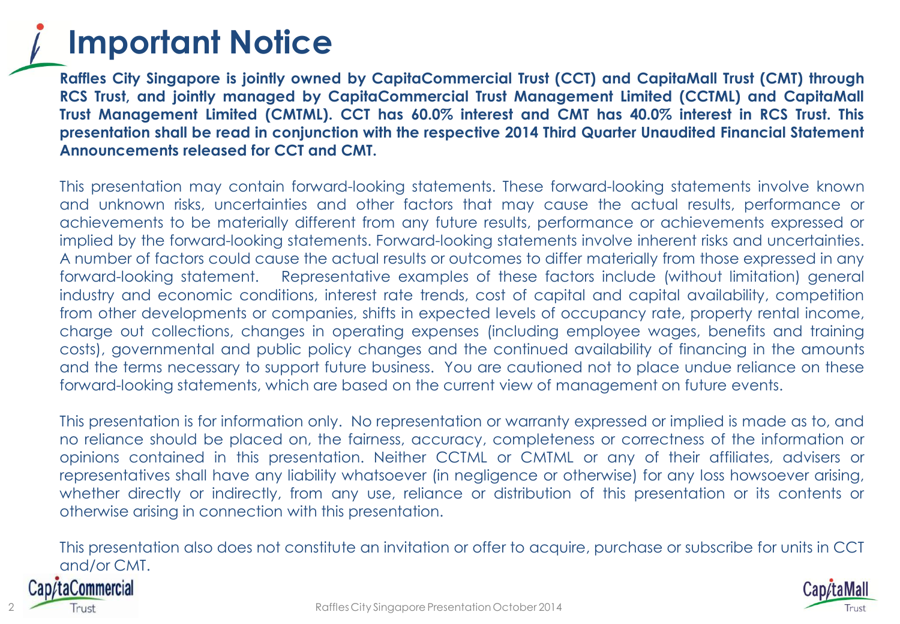# Important Notice

**Raffles City Singapore is jointly owned by CapitaCommercial Trust (CCT) and CapitaMall Trust (CMT) through RCS Trust, and jointly managed by CapitaCommercial Trust Management Limited (CCTML) and CapitaMall Trust Management Limited (CMTML). CCT has 60.0% interest and CMT has 40.0% interest in RCS Trust. This presentation shall be read in conjunction with the respective 2014 Third Quarter Unaudited Financial Statement Announcements released for CCT and CMT.**

This presentation may contain forward-looking statements. These forward-looking statements involve known and unknown risks, uncertainties and other factors that may cause the actual results, performance or achievements to be materially different from any future results, performance or achievements expressed or implied by the forward-looking statements. Forward-looking statements involve inherent risks and uncertainties. A number of factors could cause the actual results or outcomes to differ materially from those expressed in any forward-looking statement. Representative examples of these factors include (without limitation) general industry and economic conditions, interest rate trends, cost of capital and capital availability, competition from other developments or companies, shifts in expected levels of occupancy rate, property rental income, charge out collections, changes in operating expenses (including employee wages, benefits and training costs), governmental and public policy changes and the continued availability of financing in the amounts and the terms necessary to support future business. You are cautioned not to place undue reliance on these forward-looking statements, which are based on the current view of management on future events.

This presentation is for information only. No representation or warranty expressed or implied is made as to, and no reliance should be placed on, the fairness, accuracy, completeness or correctness of the information or opinions contained in this presentation. Neither CCTML or CMTML or any of their affiliates, advisers or representatives shall have any liability whatsoever (in negligence or otherwise) for any loss howsoever arising, whether directly or indirectly, from any use, reliance or distribution of this presentation or its contents or otherwise arising in connection with this presentation.

This presentation also does not constitute an invitation or offer to acquire, purchase or subscribe for units in CCT and/or CMT.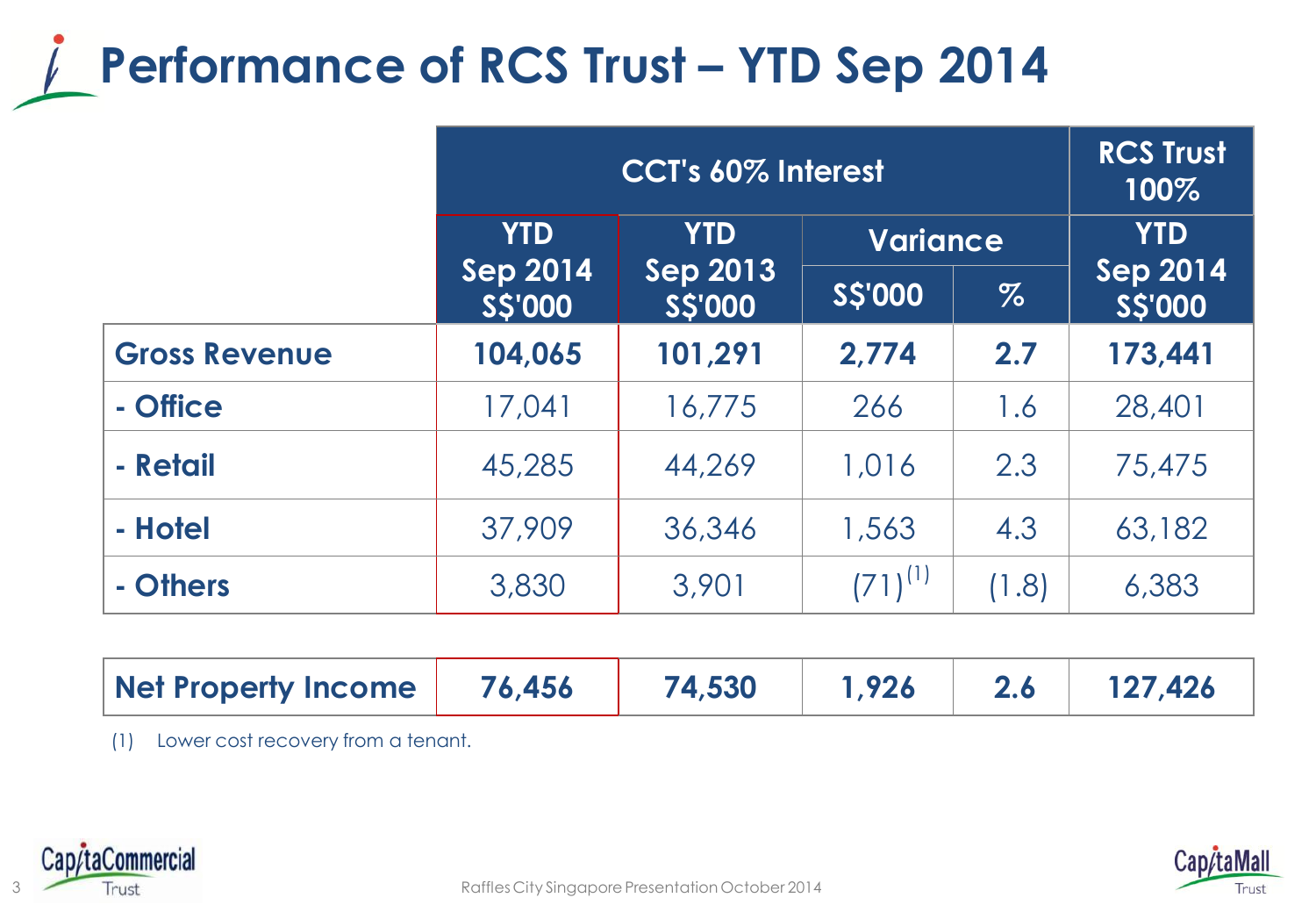# Performance of RCS Trust – YTD Sep 2014

| | CCT's 60% Interest | | | | RCS Trust 100% |
|---|---|---|---|---|---|
| | YTD Sep 2014 S$'000 | YTD Sep 2013 S$'000 | Variance | | YTD Sep 2014 S$'000 |
| | | | S$'000 | % | |
| **Gross Revenue** | **104,065** | **101,291** | **2,774** | **2.7** | **173,441** |
| **- Office** | 17,041 | 16,775 | 266 | 1.6 | 28,401 |
| **- Retail** | 45,285 | 44,269 | 1,016 | 2.3 | 75,475 |
| **- Hotel** | 37,909 | 36,346 | 1,563 | 4.3 | 63,182 |
| **- Others** | 3,830 | 3,901 | (71)[1] | (1.8) | 6,383 |
| | | | | | |
| **Net Property Income** | **76,456** | **74,530** | **1,926** | **2.6** | **127,426** |

(1) Lower cost recovery from a tenant.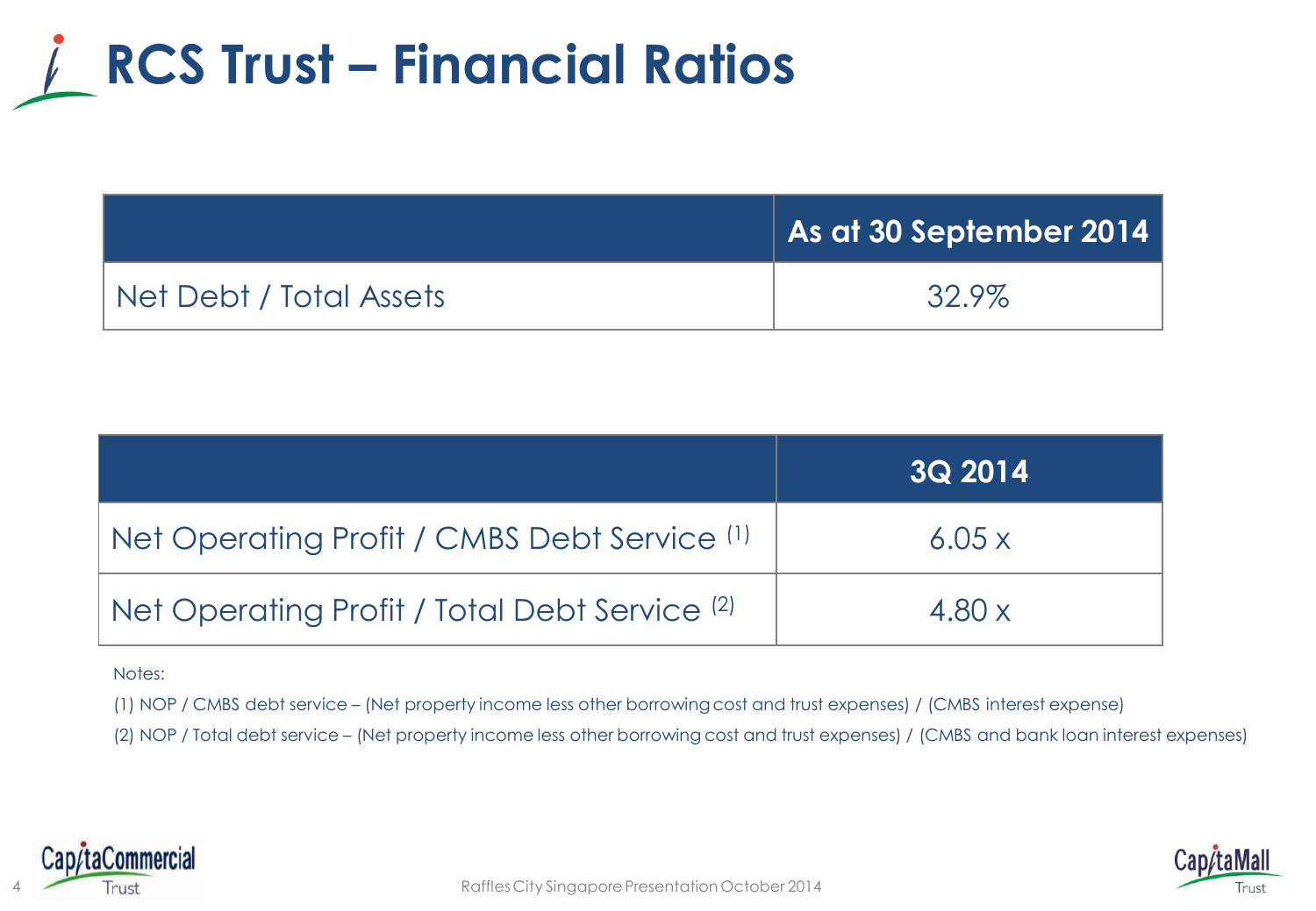# RCS Trust – Financial Ratios

| | As at 30 September 2014 |
|---|---|
| Net Debt / Total Assets | 32.9% |

| | 3Q 2014 |
|---|---|
| Net Operating Profit / CMBS Debt Service [1] | 6.05 x |
| Net Operating Profit / Total Debt Service [2] | 4.80 x |

Notes:

(1) NOP / CMBS debt service – (Net property income less other borrowing cost and trust expenses) / (CMBS interest expense)

(2) NOP / Total debt service – (Net property income less other borrowing cost and trust expenses) / (CMBS and bank loan interest expenses)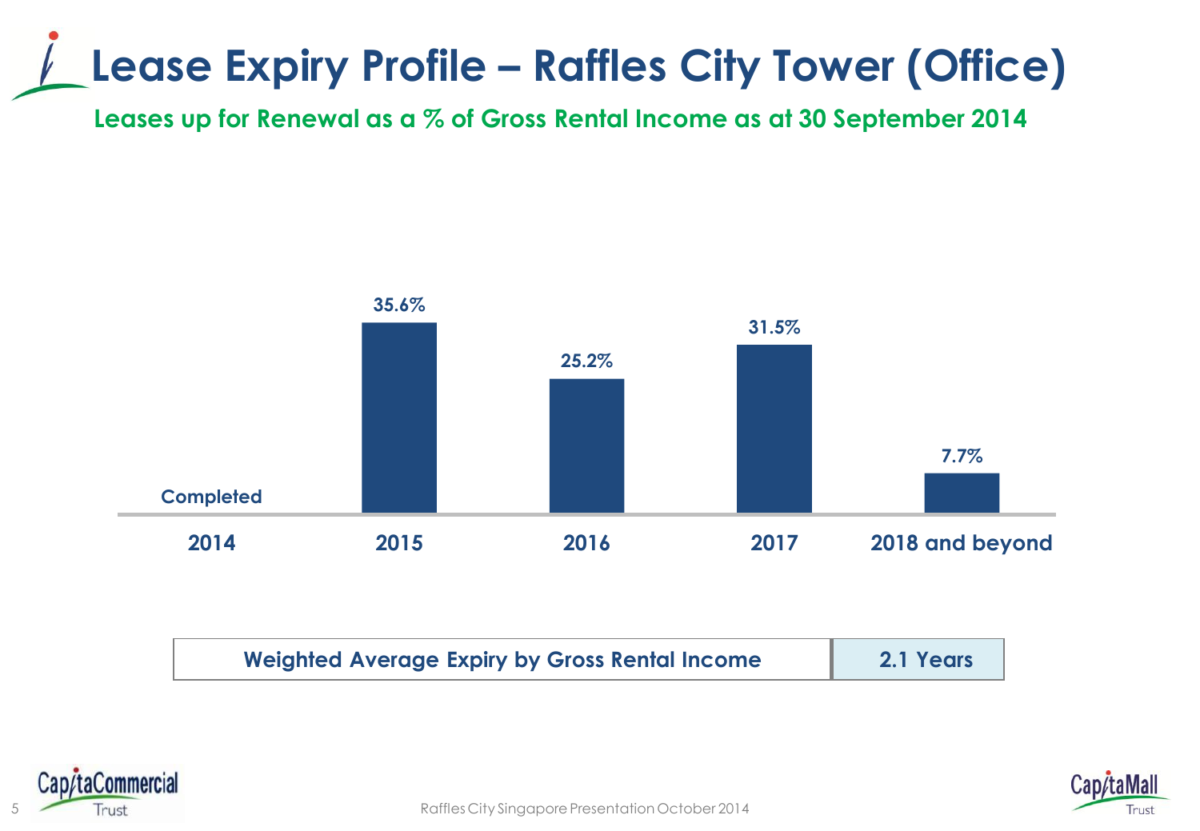# Lease Expiry Profile – Raffles City Tower (Office)

**Leases up for Renewal as a % of Gross Rental Income as at 30 September 2014**

| 2014 | 2015 | 2016 | 2017 | 2018 and beyond |
|---|---|---|---|---|
| Completed | 35.6% | 25.2% | 31.5% | 7.7% |

| Weighted Average Expiry by Gross Rental Income | 2.1 Years |
|---|---|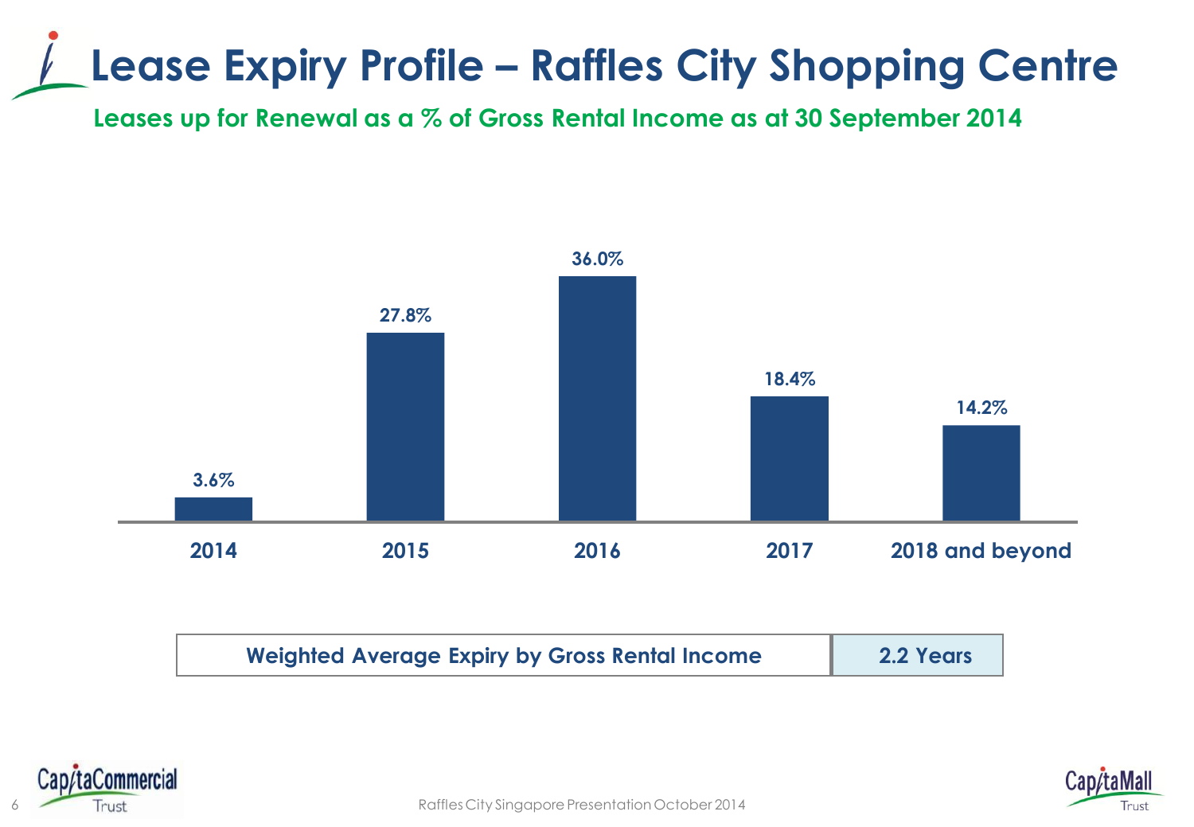# Lease Expiry Profile – Raffles City Shopping Centre

**Leases up for Renewal as a % of Gross Rental Income as at 30 September 2014**

| Year | % of Gross Rental Income |
|---|---|
| 2014 | 3.6% |
| 2015 | 27.8% |
| 2016 | 36.0% |
| 2017 | 18.4% |
| 2018 and beyond | 14.2% |

| Weighted Average Expiry by Gross Rental Income | 2.2 Years |
|---|---|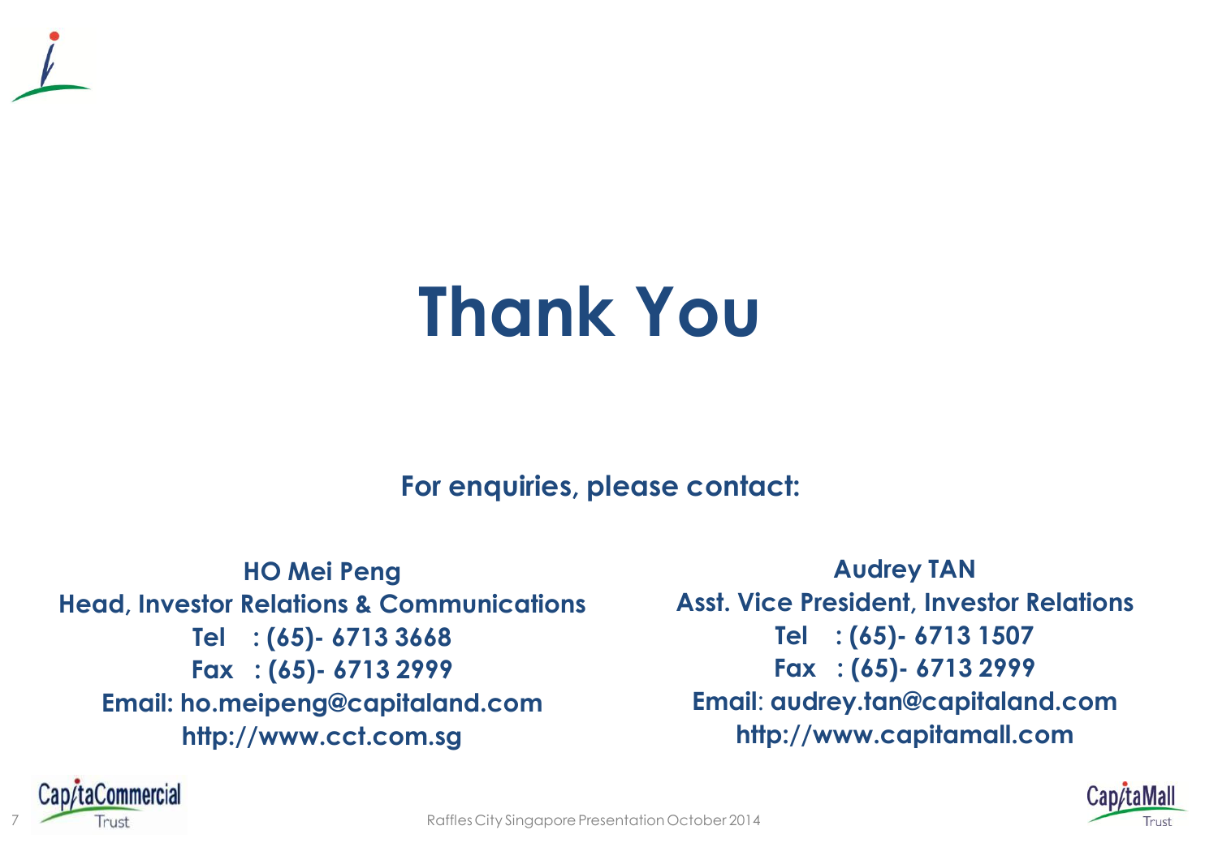# Thank You

**For enquiries, please contact:**

**HO Mei Peng**
**Head, Investor Relations & Communications**
**Tel : (65)- 6713 3668**
**Fax : (65)- 6713 2999**
**Email: ho.meipeng@capitaland.com**
**http://www.cct.com.sg**

**Audrey TAN**
**Asst. Vice President, Investor Relations**
**Tel : (65)- 6713 1507**
**Fax : (65)- 6713 2999**
**Email: audrey.tan@capitaland.com**
**http://www.capitamall.com**